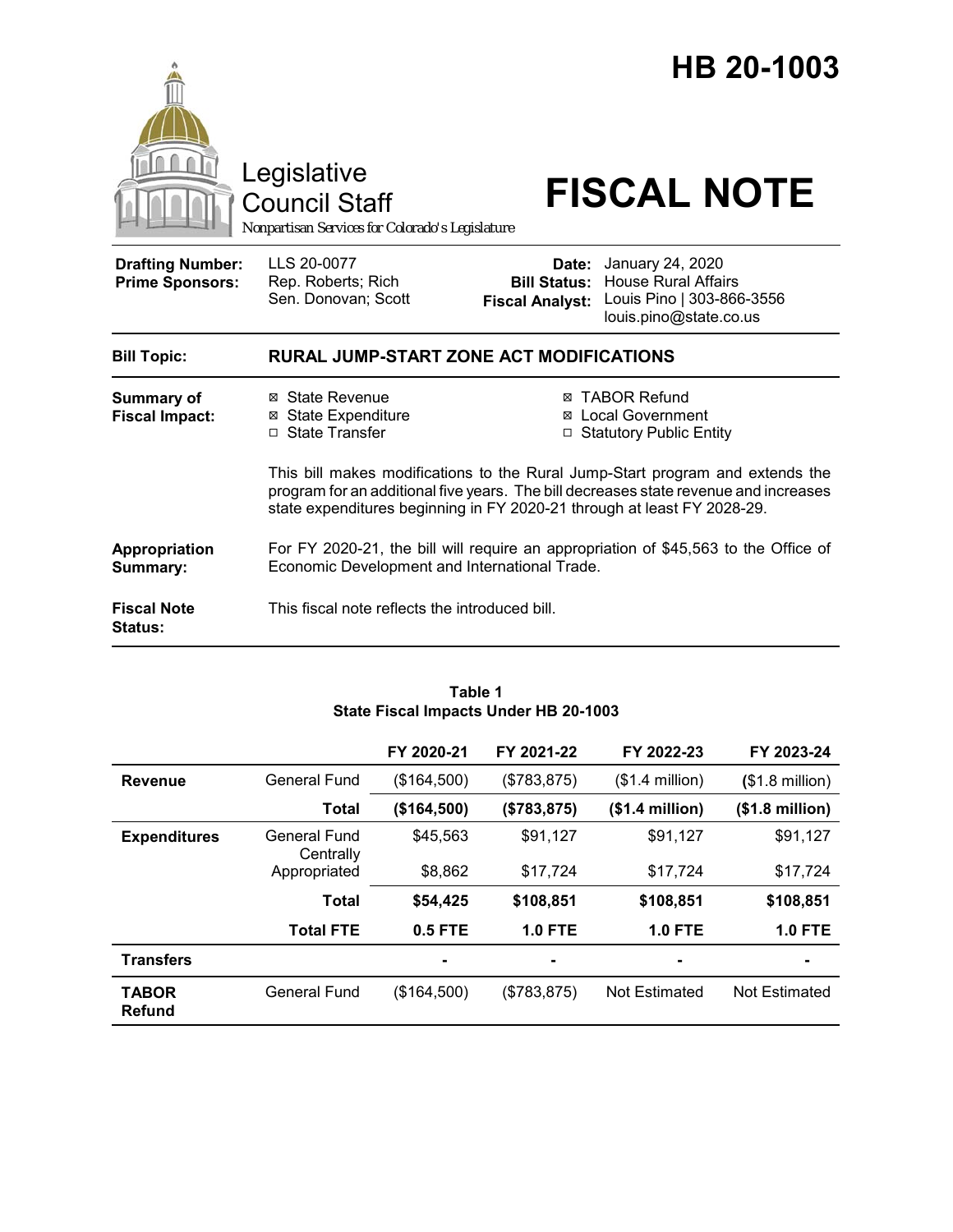# HB 20-1003

Legislative Council Staff

*Nonpartisan Services for Colorado's Legislature*

# FISCAL NOTE

| | | | |
|---|---|---|---|
| **Drafting Number:** | LLS 20-0077 | **Date:** | January 24, 2020 |
| **Prime Sponsors:** | Rep. Roberts; Rich<br>Sen. Donovan; Scott | **Bill Status:** | House Rural Affairs |
| | | **Fiscal Analyst:** | Louis Pino \| 303-866-3556<br>louis.pino@state.co.us |

**Bill Topic:** **RURAL JUMP-START ZONE ACT MODIFICATIONS**

**Summary of Fiscal Impact:**

- ☒ State Revenue
- ☒ State Expenditure
- ☐ State Transfer
- ☒ TABOR Refund
- ☒ Local Government
- ☐ Statutory Public Entity

This bill makes modifications to the Rural Jump-Start program and extends the program for an additional five years. The bill decreases state revenue and increases state expenditures beginning in FY 2020-21 through at least FY 2028-29.

**Appropriation Summary:** For FY 2020-21, the bill will require an appropriation of $45,563 to the Office of Economic Development and International Trade.

**Fiscal Note Status:** This fiscal note reflects the introduced bill.

**Table 1**
**State Fiscal Impacts Under HB 20-1003**

| | | FY 2020-21 | FY 2021-22 | FY 2022-23 | FY 2023-24 |
|---|---|---|---|---|---|
| **Revenue** | General Fund | ($164,500) | ($783,875) | ($1.4 million) | ($1.8 million) |
| | **Total** | **($164,500)** | **($783,875)** | **($1.4 million)** | **($1.8 million)** |
| **Expenditures** | General Fund | $45,563 | $91,127 | $91,127 | $91,127 |
| | Centrally Appropriated | $8,862 | $17,724 | $17,724 | $17,724 |
| | **Total** | **$54,425** | **$108,851** | **$108,851** | **$108,851** |
| | **Total FTE** | **0.5 FTE** | **1.0 FTE** | **1.0 FTE** | **1.0 FTE** |
| **Transfers** | | - | - | - | - |
| **TABOR Refund** | General Fund | ($164,500) | ($783,875) | Not Estimated | Not Estimated |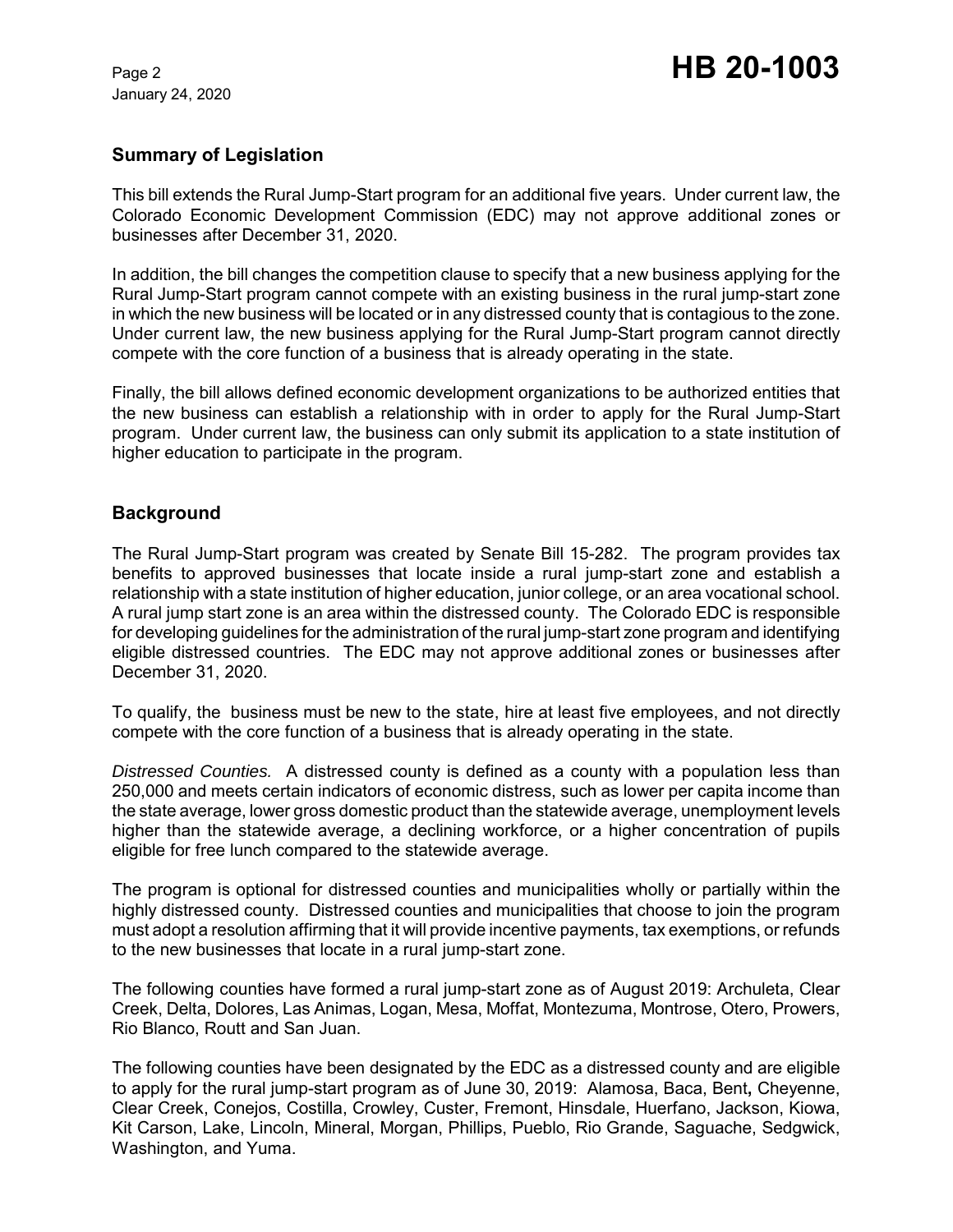## Summary of Legislation

This bill extends the Rural Jump-Start program for an additional five years. Under current law, the Colorado Economic Development Commission (EDC) may not approve additional zones or businesses after December 31, 2020.

In addition, the bill changes the competition clause to specify that a new business applying for the Rural Jump-Start program cannot compete with an existing business in the rural jump-start zone in which the new business will be located or in any distressed county that is contagious to the zone. Under current law, the new business applying for the Rural Jump-Start program cannot directly compete with the core function of a business that is already operating in the state.

Finally, the bill allows defined economic development organizations to be authorized entities that the new business can establish a relationship with in order to apply for the Rural Jump-Start program. Under current law, the business can only submit its application to a state institution of higher education to participate in the program.

## Background

The Rural Jump-Start program was created by Senate Bill 15-282. The program provides tax benefits to approved businesses that locate inside a rural jump-start zone and establish a relationship with a state institution of higher education, junior college, or an area vocational school. A rural jump start zone is an area within the distressed county. The Colorado EDC is responsible for developing guidelines for the administration of the rural jump-start zone program and identifying eligible distressed countries. The EDC may not approve additional zones or businesses after December 31, 2020.

To qualify, the business must be new to the state, hire at least five employees, and not directly compete with the core function of a business that is already operating in the state.

*Distressed Counties.* A distressed county is defined as a county with a population less than 250,000 and meets certain indicators of economic distress, such as lower per capita income than the state average, lower gross domestic product than the statewide average, unemployment levels higher than the statewide average, a declining workforce, or a higher concentration of pupils eligible for free lunch compared to the statewide average.

The program is optional for distressed counties and municipalities wholly or partially within the highly distressed county. Distressed counties and municipalities that choose to join the program must adopt a resolution affirming that it will provide incentive payments, tax exemptions, or refunds to the new businesses that locate in a rural jump-start zone.

The following counties have formed a rural jump-start zone as of August 2019: Archuleta, Clear Creek, Delta, Dolores, Las Animas, Logan, Mesa, Moffat, Montezuma, Montrose, Otero, Prowers, Rio Blanco, Routt and San Juan.

The following counties have been designated by the EDC as a distressed county and are eligible to apply for the rural jump-start program as of June 30, 2019: Alamosa, Baca, Bent, Cheyenne, Clear Creek, Conejos, Costilla, Crowley, Custer, Fremont, Hinsdale, Huerfano, Jackson, Kiowa, Kit Carson, Lake, Lincoln, Mineral, Morgan, Phillips, Pueblo, Rio Grande, Saguache, Sedgwick, Washington, and Yuma.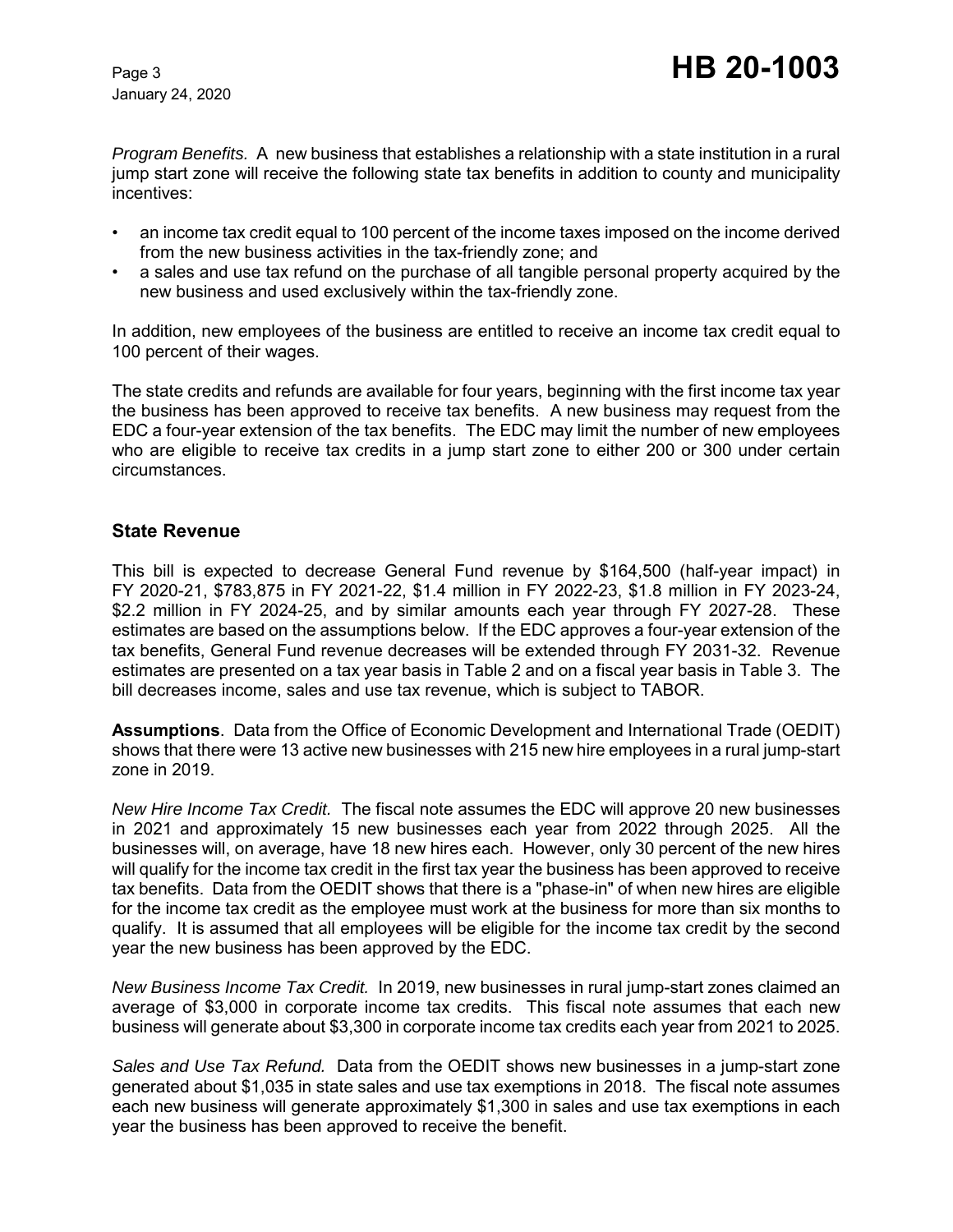*Program Benefits.* A new business that establishes a relationship with a state institution in a rural jump start zone will receive the following state tax benefits in addition to county and municipality incentives:

- an income tax credit equal to 100 percent of the income taxes imposed on the income derived from the new business activities in the tax-friendly zone; and
- a sales and use tax refund on the purchase of all tangible personal property acquired by the new business and used exclusively within the tax-friendly zone.

In addition, new employees of the business are entitled to receive an income tax credit equal to 100 percent of their wages.

The state credits and refunds are available for four years, beginning with the first income tax year the business has been approved to receive tax benefits. A new business may request from the EDC a four-year extension of the tax benefits. The EDC may limit the number of new employees who are eligible to receive tax credits in a jump start zone to either 200 or 300 under certain circumstances.

## State Revenue

This bill is expected to decrease General Fund revenue by $164,500 (half-year impact) in FY 2020-21, $783,875 in FY 2021-22, $1.4 million in FY 2022-23, $1.8 million in FY 2023-24, $2.2 million in FY 2024-25, and by similar amounts each year through FY 2027-28. These estimates are based on the assumptions below. If the EDC approves a four-year extension of the tax benefits, General Fund revenue decreases will be extended through FY 2031-32. Revenue estimates are presented on a tax year basis in Table 2 and on a fiscal year basis in Table 3. The bill decreases income, sales and use tax revenue, which is subject to TABOR.

**Assumptions**. Data from the Office of Economic Development and International Trade (OEDIT) shows that there were 13 active new businesses with 215 new hire employees in a rural jump-start zone in 2019.

*New Hire Income Tax Credit.* The fiscal note assumes the EDC will approve 20 new businesses in 2021 and approximately 15 new businesses each year from 2022 through 2025. All the businesses will, on average, have 18 new hires each. However, only 30 percent of the new hires will qualify for the income tax credit in the first tax year the business has been approved to receive tax benefits. Data from the OEDIT shows that there is a "phase-in" of when new hires are eligible for the income tax credit as the employee must work at the business for more than six months to qualify. It is assumed that all employees will be eligible for the income tax credit by the second year the new business has been approved by the EDC.

*New Business Income Tax Credit.* In 2019, new businesses in rural jump-start zones claimed an average of $3,000 in corporate income tax credits. This fiscal note assumes that each new business will generate about $3,300 in corporate income tax credits each year from 2021 to 2025.

*Sales and Use Tax Refund.* Data from the OEDIT shows new businesses in a jump-start zone generated about $1,035 in state sales and use tax exemptions in 2018. The fiscal note assumes each new business will generate approximately $1,300 in sales and use tax exemptions in each year the business has been approved to receive the benefit.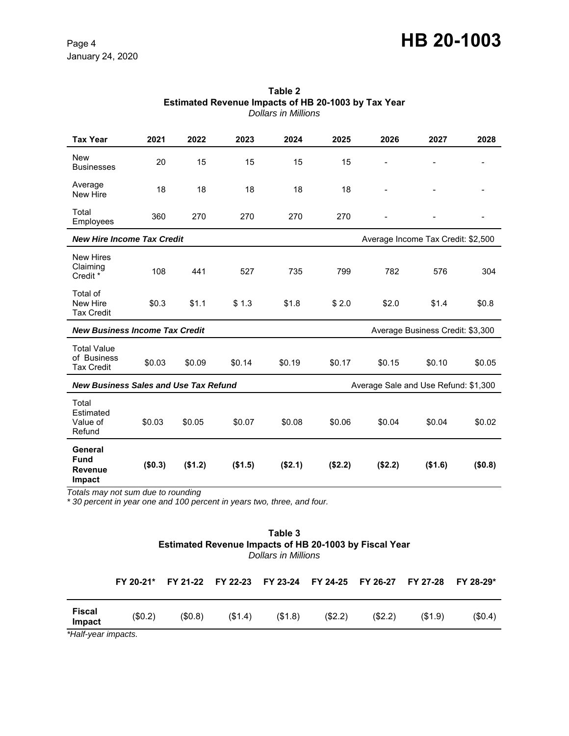**Table 2**
**Estimated Revenue Impacts of HB 20-1003 by Tax Year**
*Dollars in Millions*

| Tax Year | 2021 | 2022 | 2023 | 2024 | 2025 | 2026 | 2027 | 2028 |
|---|---|---|---|---|---|---|---|---|
| New Businesses | 20 | 15 | 15 | 15 | 15 | - | - | - |
| Average New Hire | 18 | 18 | 18 | 18 | 18 | - | - | - |
| Total Employees | 360 | 270 | 270 | 270 | 270 | - | - | - |
| ***New Hire Income Tax Credit*** | | | | | Average Income Tax Credit: $2,500 | | | |
| New Hires Claiming Credit * | 108 | 441 | 527 | 735 | 799 | 782 | 576 | 304 |
| Total of New Hire Tax Credit | $0.3 | $1.1 | $ 1.3 | $1.8 | $ 2.0 | $2.0 | $1.4 | $0.8 |
| ***New Business Income Tax Credit*** | | | | | Average Business Credit: $3,300 | | | |
| Total Value of Business Tax Credit | $0.03 | $0.09 | $0.14 | $0.19 | $0.17 | $0.15 | $0.10 | $0.05 |
| ***New Business Sales and Use Tax Refund*** | | | | | Average Sale and Use Refund: $1,300 | | | |
| Total Estimated Value of Refund | $0.03 | $0.05 | $0.07 | $0.08 | $0.06 | $0.04 | $0.04 | $0.02 |
| **General Fund Revenue Impact** | **($0.3)** | **($1.2)** | **($1.5)** | **($2.1)** | **($2.2)** | **($2.2)** | **($1.6)** | **($0.8)** |

*Totals may not sum due to rounding*
** 30 percent in year one and 100 percent in years two, three, and four.*

**Table 3**
**Estimated Revenue Impacts of HB 20-1003 by Fiscal Year**
*Dollars in Millions*

| | FY 20-21* | FY 21-22 | FY 22-23 | FY 23-24 | FY 24-25 | FY 26-27 | FY 27-28 | FY 28-29* |
|---|---|---|---|---|---|---|---|---|
| **Fiscal Impact** | ($0.2) | ($0.8) | ($1.4) | ($1.8) | ($2.2) | ($2.2) | ($1.9) | ($0.4) |

**Half-year impacts.*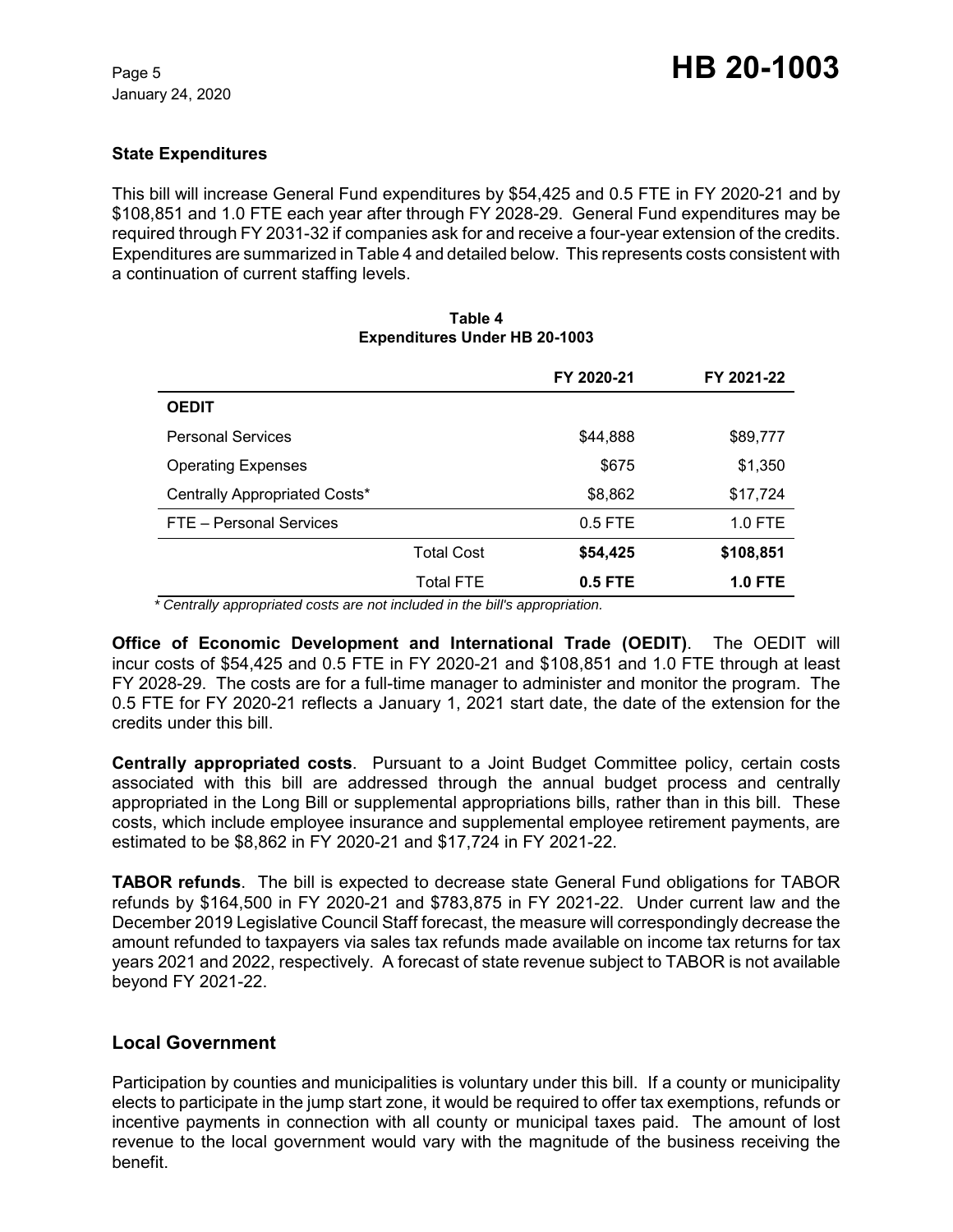### State Expenditures

This bill will increase General Fund expenditures by $54,425 and 0.5 FTE in FY 2020-21 and by $108,851 and 1.0 FTE each year after through FY 2028-29. General Fund expenditures may be required through FY 2031-32 if companies ask for and receive a four-year extension of the credits. Expenditures are summarized in Table 4 and detailed below. This represents costs consistent with a continuation of current staffing levels.

**Table 4**
**Expenditures Under HB 20-1003**

| | | FY 2020-21 | FY 2021-22 |
|---|---|---|---|
| **OEDIT** | | | |
| Personal Services | | $44,888 | $89,777 |
| Operating Expenses | | $675 | $1,350 |
| Centrally Appropriated Costs* | | $8,862 | $17,724 |
| FTE – Personal Services | | 0.5 FTE | 1.0 FTE |
| | Total Cost | **$54,425** | **$108,851** |
| | Total FTE | **0.5 FTE** | **1.0 FTE** |

*\* Centrally appropriated costs are not included in the bill's appropriation.*

**Office of Economic Development and International Trade (OEDIT)**. The OEDIT will incur costs of $54,425 and 0.5 FTE in FY 2020-21 and $108,851 and 1.0 FTE through at least FY 2028-29. The costs are for a full-time manager to administer and monitor the program. The 0.5 FTE for FY 2020-21 reflects a January 1, 2021 start date, the date of the extension for the credits under this bill.

**Centrally appropriated costs**. Pursuant to a Joint Budget Committee policy, certain costs associated with this bill are addressed through the annual budget process and centrally appropriated in the Long Bill or supplemental appropriations bills, rather than in this bill. These costs, which include employee insurance and supplemental employee retirement payments, are estimated to be $8,862 in FY 2020-21 and $17,724 in FY 2021-22.

**TABOR refunds**. The bill is expected to decrease state General Fund obligations for TABOR refunds by $164,500 in FY 2020-21 and $783,875 in FY 2021-22. Under current law and the December 2019 Legislative Council Staff forecast, the measure will correspondingly decrease the amount refunded to taxpayers via sales tax refunds made available on income tax returns for tax years 2021 and 2022, respectively. A forecast of state revenue subject to TABOR is not available beyond FY 2021-22.

## Local Government

Participation by counties and municipalities is voluntary under this bill. If a county or municipality elects to participate in the jump start zone, it would be required to offer tax exemptions, refunds or incentive payments in connection with all county or municipal taxes paid. The amount of lost revenue to the local government would vary with the magnitude of the business receiving the benefit.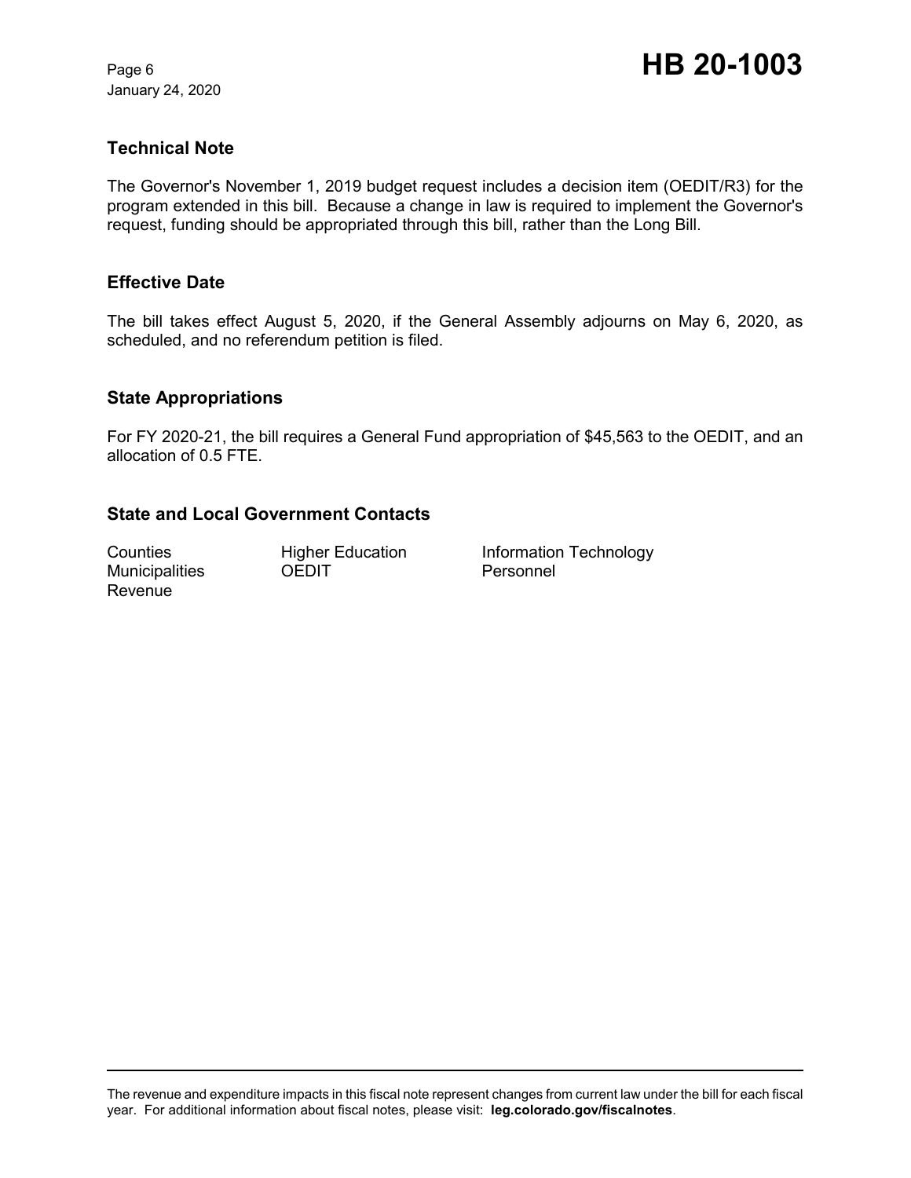## Technical Note

The Governor's November 1, 2019 budget request includes a decision item (OEDIT/R3) for the program extended in this bill. Because a change in law is required to implement the Governor's request, funding should be appropriated through this bill, rather than the Long Bill.

## Effective Date

The bill takes effect August 5, 2020, if the General Assembly adjourns on May 6, 2020, as scheduled, and no referendum petition is filed.

## State Appropriations

For FY 2020-21, the bill requires a General Fund appropriation of $45,563 to the OEDIT, and an allocation of 0.5 FTE.

## State and Local Government Contacts

| | | |
|---|---|---|
| Counties | Higher Education | Information Technology |
| Municipalities | OEDIT | Personnel |
| Revenue | | |

The revenue and expenditure impacts in this fiscal note represent changes from current law under the bill for each fiscal year. For additional information about fiscal notes, please visit: **leg.colorado.gov/fiscalnotes**.